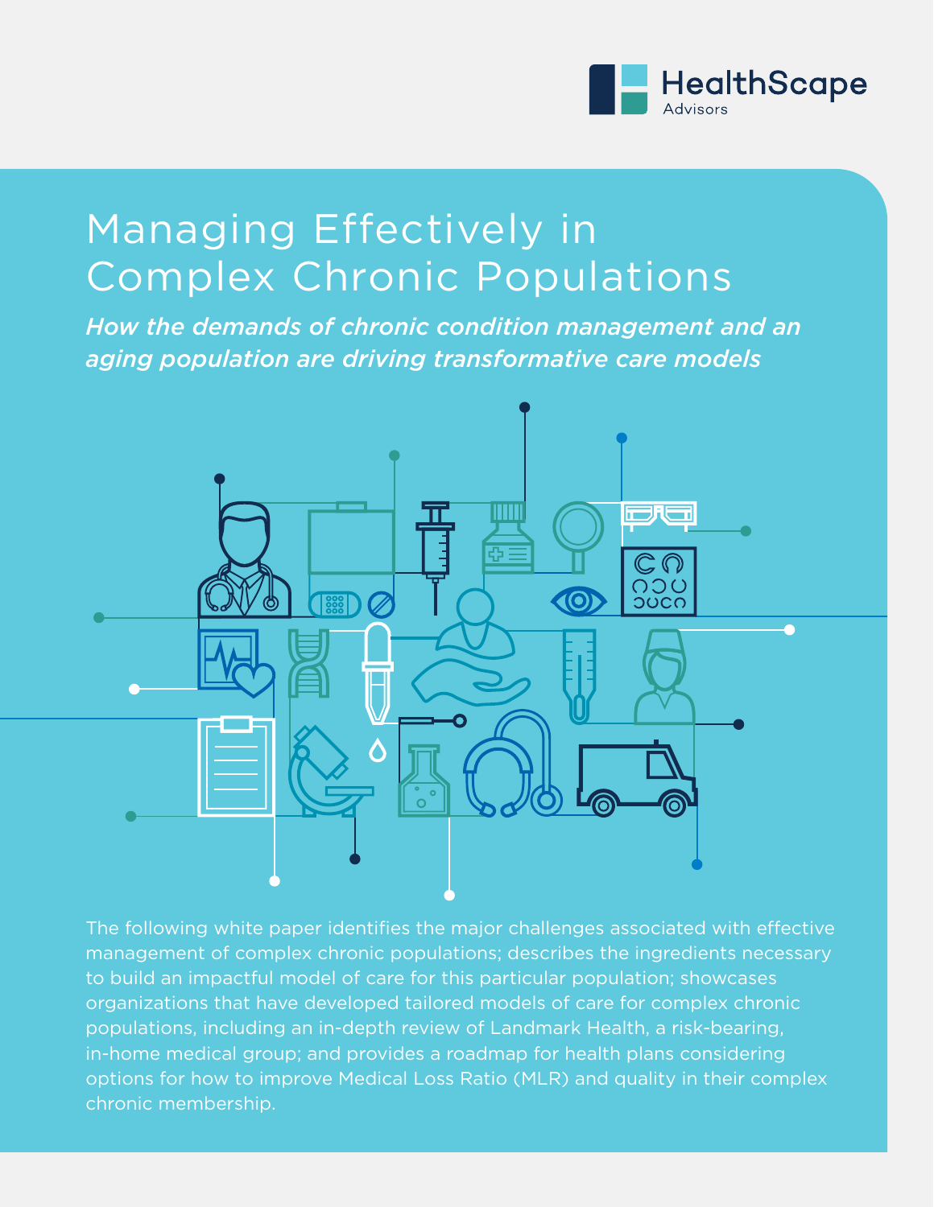HealthScape Advisors

# Managing Effectively in Complex Chronic Populations

***How the demands of chronic condition management and an aging population are driving transformative care models***

The following white paper identifies the major challenges associated with effective management of complex chronic populations; describes the ingredients necessary to build an impactful model of care for this particular population; showcases organizations that have developed tailored models of care for complex chronic populations, including an in-depth review of Landmark Health, a risk-bearing, in-home medical group; and provides a roadmap for health plans considering options for how to improve Medical Loss Ratio (MLR) and quality in their complex chronic membership.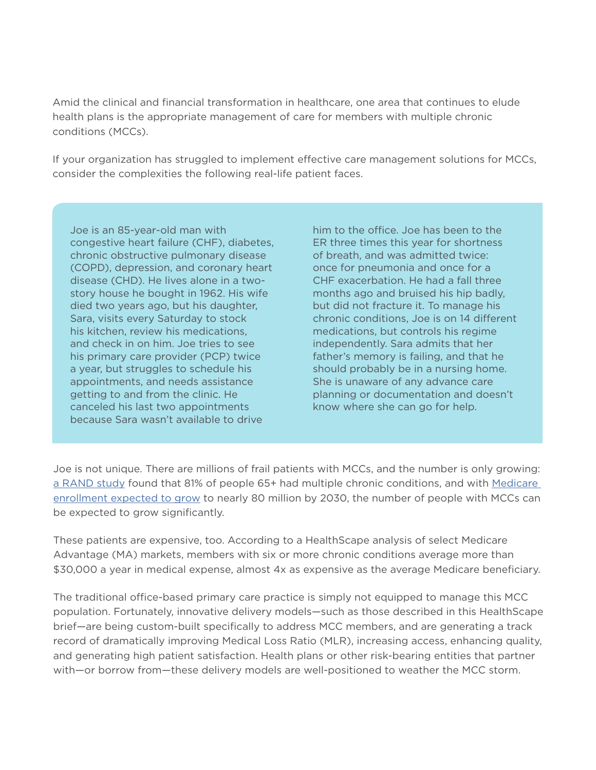Amid the clinical and financial transformation in healthcare, one area that continues to elude health plans is the appropriate management of care for members with multiple chronic conditions (MCCs).

If your organization has struggled to implement effective care management solutions for MCCs, consider the complexities the following real-life patient faces.

> Joe is an 85-year-old man with congestive heart failure (CHF), diabetes, chronic obstructive pulmonary disease (COPD), depression, and coronary heart disease (CHD). He lives alone in a two-story house he bought in 1962. His wife died two years ago, but his daughter, Sara, visits every Saturday to stock his kitchen, review his medications, and check in on him. Joe tries to see his primary care provider (PCP) twice a year, but struggles to schedule his appointments, and needs assistance getting to and from the clinic. He canceled his last two appointments because Sara wasn't available to drive him to the office. Joe has been to the ER three times this year for shortness of breath, and was admitted twice: once for pneumonia and once for a CHF exacerbation. He had a fall three months ago and bruised his hip badly, but did not fracture it. To manage his chronic conditions, Joe is on 14 different medications, but controls his regime independently. Sara admits that her father's memory is failing, and that he should probably be in a nursing home. She is unaware of any advance care planning or documentation and doesn't know where she can go for help.

Joe is not unique. There are millions of frail patients with MCCs, and the number is only growing: a RAND study found that 81% of people 65+ had multiple chronic conditions, and with Medicare enrollment expected to grow to nearly 80 million by 2030, the number of people with MCCs can be expected to grow significantly.

These patients are expensive, too. According to a HealthScape analysis of select Medicare Advantage (MA) markets, members with six or more chronic conditions average more than $30,000 a year in medical expense, almost 4x as expensive as the average Medicare beneficiary.

The traditional office-based primary care practice is simply not equipped to manage this MCC population. Fortunately, innovative delivery models—such as those described in this HealthScape brief—are being custom-built specifically to address MCC members, and are generating a track record of dramatically improving Medical Loss Ratio (MLR), increasing access, enhancing quality, and generating high patient satisfaction. Health plans or other risk-bearing entities that partner with—or borrow from—these delivery models are well-positioned to weather the MCC storm.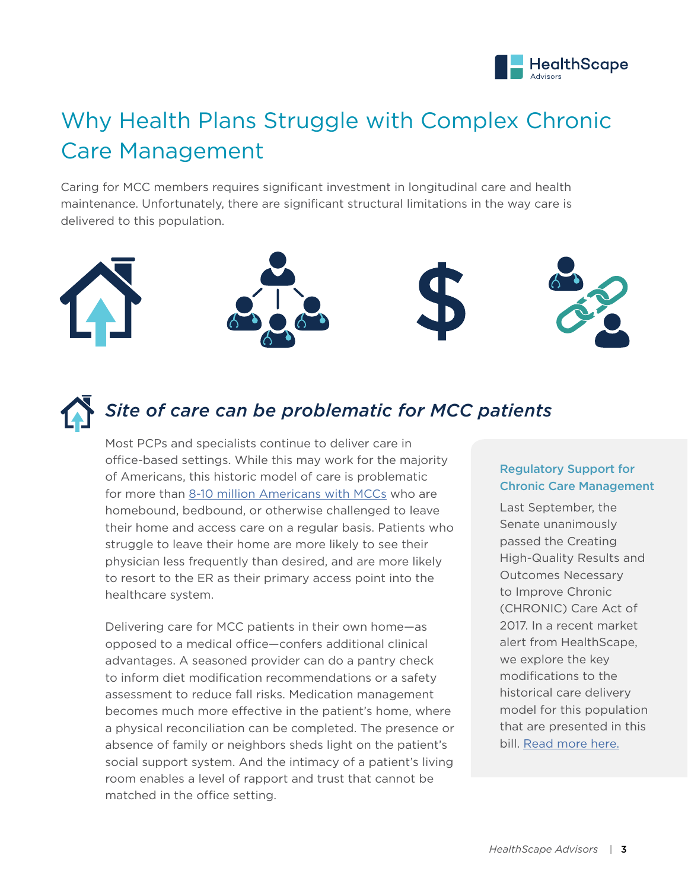# Why Health Plans Struggle with Complex Chronic Care Management

Caring for MCC members requires significant investment in longitudinal care and health maintenance. Unfortunately, there are significant structural limitations in the way care is delivered to this population.

## *Site of care can be problematic for MCC patients*

Most PCPs and specialists continue to deliver care in office-based settings. While this may work for the majority of Americans, this historic model of care is problematic for more than 8-10 million Americans with MCCs who are homebound, bedbound, or otherwise challenged to leave their home and access care on a regular basis. Patients who struggle to leave their home are more likely to see their physician less frequently than desired, and are more likely to resort to the ER as their primary access point into the healthcare system.

Delivering care for MCC patients in their own home—as opposed to a medical office—confers additional clinical advantages. A seasoned provider can do a pantry check to inform diet modification recommendations or a safety assessment to reduce fall risks. Medication management becomes much more effective in the patient's home, where a physical reconciliation can be completed. The presence or absence of family or neighbors sheds light on the patient's social support system. And the intimacy of a patient's living room enables a level of rapport and trust that cannot be matched in the office setting.

**Regulatory Support for Chronic Care Management**

Last September, the Senate unanimously passed the Creating High-Quality Results and Outcomes Necessary to Improve Chronic (CHRONIC) Care Act of 2017. In a recent market alert from HealthScape, we explore the key modifications to the historical care delivery model for this population that are presented in this bill. Read more here.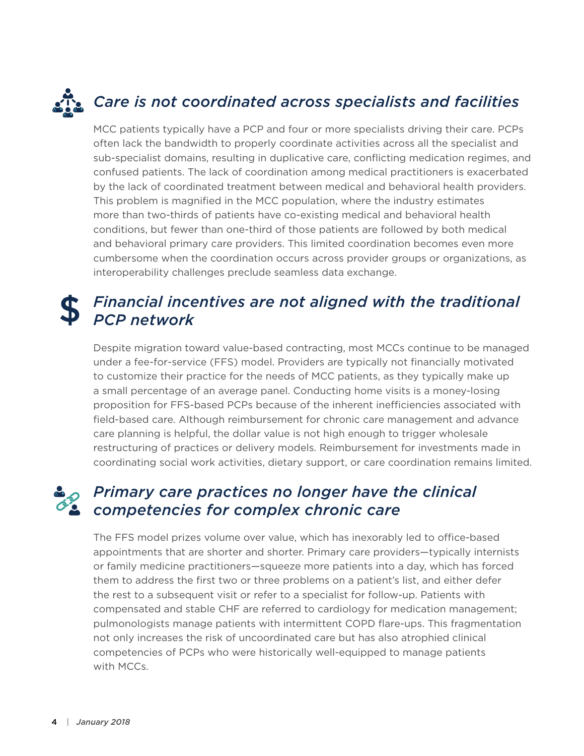### *Care is not coordinated across specialists and facilities*

MCC patients typically have a PCP and four or more specialists driving their care. PCPs often lack the bandwidth to properly coordinate activities across all the specialist and sub-specialist domains, resulting in duplicative care, conflicting medication regimes, and confused patients. The lack of coordination among medical practitioners is exacerbated by the lack of coordinated treatment between medical and behavioral health providers. This problem is magnified in the MCC population, where the industry estimates more than two-thirds of patients have co-existing medical and behavioral health conditions, but fewer than one-third of those patients are followed by both medical and behavioral primary care providers. This limited coordination becomes even more cumbersome when the coordination occurs across provider groups or organizations, as interoperability challenges preclude seamless data exchange.

### *Financial incentives are not aligned with the traditional PCP network*

Despite migration toward value-based contracting, most MCCs continue to be managed under a fee-for-service (FFS) model. Providers are typically not financially motivated to customize their practice for the needs of MCC patients, as they typically make up a small percentage of an average panel. Conducting home visits is a money-losing proposition for FFS-based PCPs because of the inherent inefficiencies associated with field-based care. Although reimbursement for chronic care management and advance care planning is helpful, the dollar value is not high enough to trigger wholesale restructuring of practices or delivery models. Reimbursement for investments made in coordinating social work activities, dietary support, or care coordination remains limited.

### *Primary care practices no longer have the clinical competencies for complex chronic care*

The FFS model prizes volume over value, which has inexorably led to office-based appointments that are shorter and shorter. Primary care providers—typically internists or family medicine practitioners—squeeze more patients into a day, which has forced them to address the first two or three problems on a patient's list, and either defer the rest to a subsequent visit or refer to a specialist for follow-up. Patients with compensated and stable CHF are referred to cardiology for medication management; pulmonologists manage patients with intermittent COPD flare-ups. This fragmentation not only increases the risk of uncoordinated care but has also atrophied clinical competencies of PCPs who were historically well-equipped to manage patients with MCCs.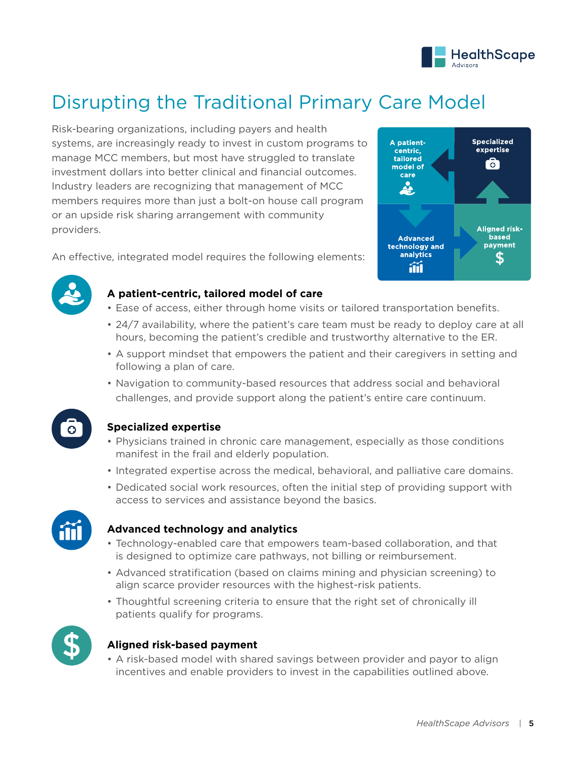# Disrupting the Traditional Primary Care Model

Risk-bearing organizations, including payers and health systems, are increasingly ready to invest in custom programs to manage MCC members, but most have struggled to translate investment dollars into better clinical and financial outcomes. Industry leaders are recognizing that management of MCC members requires more than just a bolt-on house call program or an upside risk sharing arrangement with community providers.

An effective, integrated model requires the following elements:

A patient-centric, tailored model of care | Specialized expertise | Advanced technology and analytics | Aligned risk-based payment

### A patient-centric, tailored model of care

- Ease of access, either through home visits or tailored transportation benefits.
- 24/7 availability, where the patient's care team must be ready to deploy care at all hours, becoming the patient's credible and trustworthy alternative to the ER.
- A support mindset that empowers the patient and their caregivers in setting and following a plan of care.
- Navigation to community-based resources that address social and behavioral challenges, and provide support along the patient's entire care continuum.

### Specialized expertise

- Physicians trained in chronic care management, especially as those conditions manifest in the frail and elderly population.
- Integrated expertise across the medical, behavioral, and palliative care domains.
- Dedicated social work resources, often the initial step of providing support with access to services and assistance beyond the basics.

### Advanced technology and analytics

- Technology-enabled care that empowers team-based collaboration, and that is designed to optimize care pathways, not billing or reimbursement.
- Advanced stratification (based on claims mining and physician screening) to align scarce provider resources with the highest-risk patients.
- Thoughtful screening criteria to ensure that the right set of chronically ill patients qualify for programs.

### Aligned risk-based payment

- A risk-based model with shared savings between provider and payor to align incentives and enable providers to invest in the capabilities outlined above.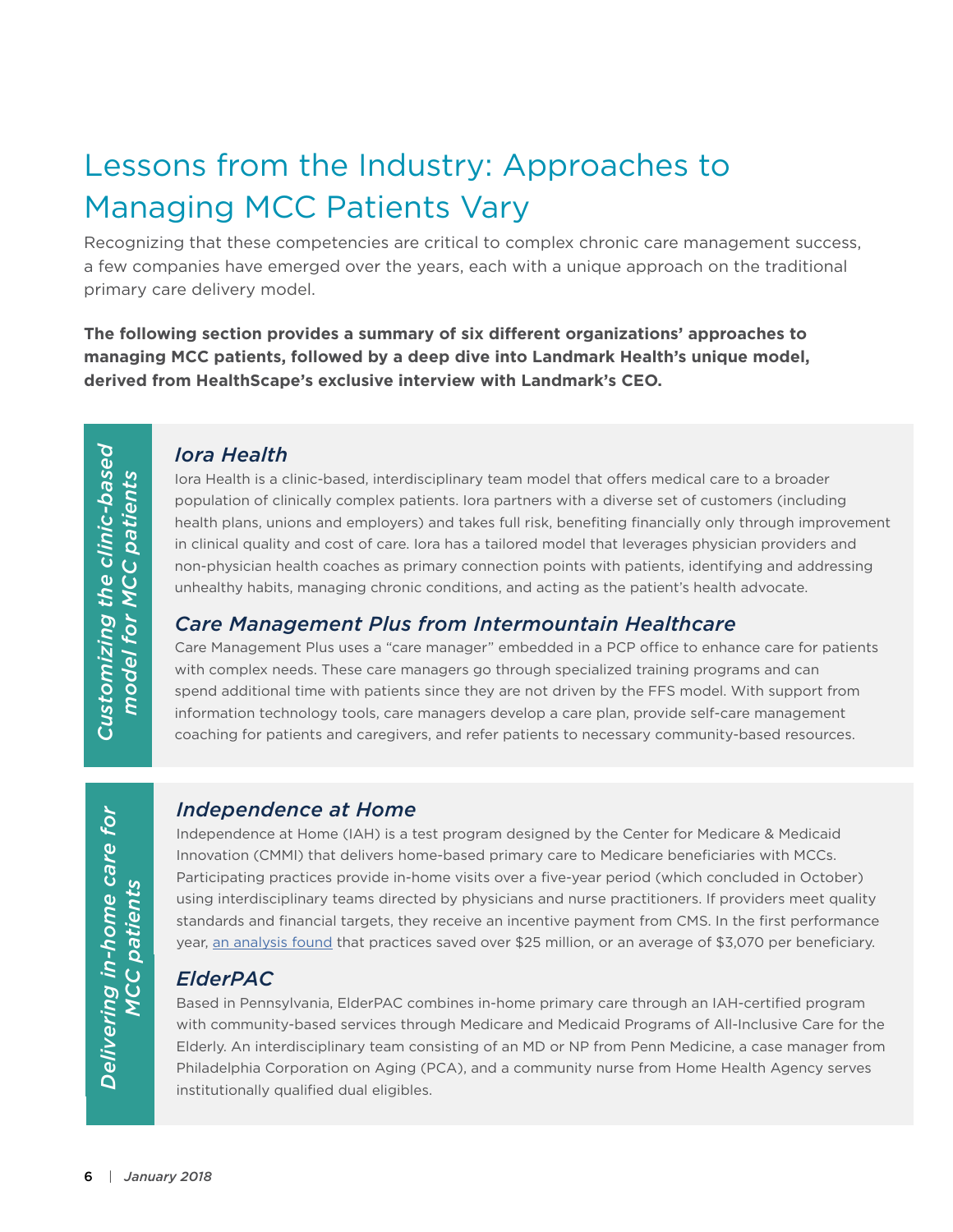# Lessons from the Industry: Approaches to Managing MCC Patients Vary

Recognizing that these competencies are critical to complex chronic care management success, a few companies have emerged over the years, each with a unique approach on the traditional primary care delivery model.

**The following section provides a summary of six different organizations' approaches to managing MCC patients, followed by a deep dive into Landmark Health's unique model, derived from HealthScape's exclusive interview with Landmark's CEO.**

## *Customizing the clinic-based model for MCC patients*

### *Iora Health*

Iora Health is a clinic-based, interdisciplinary team model that offers medical care to a broader population of clinically complex patients. Iora partners with a diverse set of customers (including health plans, unions and employers) and takes full risk, benefiting financially only through improvement in clinical quality and cost of care. Iora has a tailored model that leverages physician providers and non-physician health coaches as primary connection points with patients, identifying and addressing unhealthy habits, managing chronic conditions, and acting as the patient's health advocate.

### *Care Management Plus from Intermountain Healthcare*

Care Management Plus uses a "care manager" embedded in a PCP office to enhance care for patients with complex needs. These care managers go through specialized training programs and can spend additional time with patients since they are not driven by the FFS model. With support from information technology tools, care managers develop a care plan, provide self-care management coaching for patients and caregivers, and refer patients to necessary community-based resources.

## *Delivering in-home care for MCC patients*

### *Independence at Home*

Independence at Home (IAH) is a test program designed by the Center for Medicare & Medicaid Innovation (CMMI) that delivers home-based primary care to Medicare beneficiaries with MCCs. Participating practices provide in-home visits over a five-year period (which concluded in October) using interdisciplinary teams directed by physicians and nurse practitioners. If providers meet quality standards and financial targets, they receive an incentive payment from CMS. In the first performance year, an analysis found that practices saved over $25 million, or an average of $3,070 per beneficiary.

### *ElderPAC*

Based in Pennsylvania, ElderPAC combines in-home primary care through an IAH-certified program with community-based services through Medicare and Medicaid Programs of All-Inclusive Care for the Elderly. An interdisciplinary team consisting of an MD or NP from Penn Medicine, a case manager from Philadelphia Corporation on Aging (PCA), and a community nurse from Home Health Agency serves institutionally qualified dual eligibles.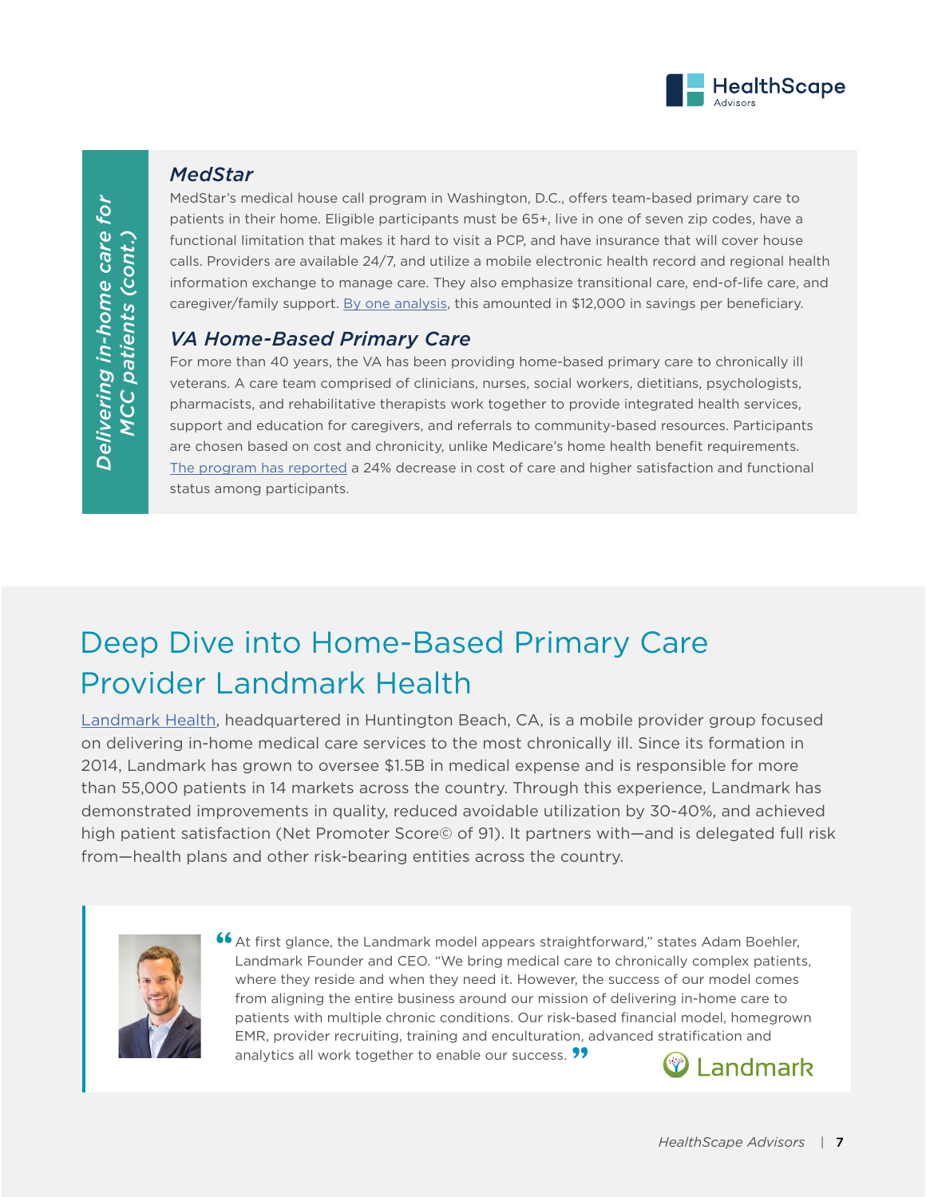*Delivering in-home care for MCC patients (cont.)*

### *MedStar*

MedStar's medical house call program in Washington, D.C., offers team-based primary care to patients in their home. Eligible participants must be 65+, live in one of seven zip codes, have a functional limitation that makes it hard to visit a PCP, and have insurance that will cover house calls. Providers are available 24/7, and utilize a mobile electronic health record and regional health information exchange to manage care. They also emphasize transitional care, end-of-life care, and caregiver/family support. By one analysis, this amounted in $12,000 in savings per beneficiary.

### *VA Home-Based Primary Care*

For more than 40 years, the VA has been providing home-based primary care to chronically ill veterans. A care team comprised of clinicians, nurses, social workers, dietitians, psychologists, pharmacists, and rehabilitative therapists work together to provide integrated health services, support and education for caregivers, and referrals to community-based resources. Participants are chosen based on cost and chronicity, unlike Medicare's home health benefit requirements. The program has reported a 24% decrease in cost of care and higher satisfaction and functional status among participants.

## Deep Dive into Home-Based Primary Care Provider Landmark Health

Landmark Health, headquartered in Huntington Beach, CA, is a mobile provider group focused on delivering in-home medical care services to the most chronically ill. Since its formation in 2014, Landmark has grown to oversee $1.5B in medical expense and is responsible for more than 55,000 patients in 14 markets across the country. Through this experience, Landmark has demonstrated improvements in quality, reduced avoidable utilization by 30-40%, and achieved high patient satisfaction (Net Promoter Score© of 91). It partners with—and is delegated full risk from—health plans and other risk-bearing entities across the country.

> "At first glance, the Landmark model appears straightforward," states Adam Boehler, Landmark Founder and CEO. "We bring medical care to chronically complex patients, where they reside and when they need it. However, the success of our model comes from aligning the entire business around our mission of delivering in-home care to patients with multiple chronic conditions. Our risk-based financial model, homegrown EMR, provider recruiting, training and enculturation, advanced stratification and analytics all work together to enable our success."

Landmark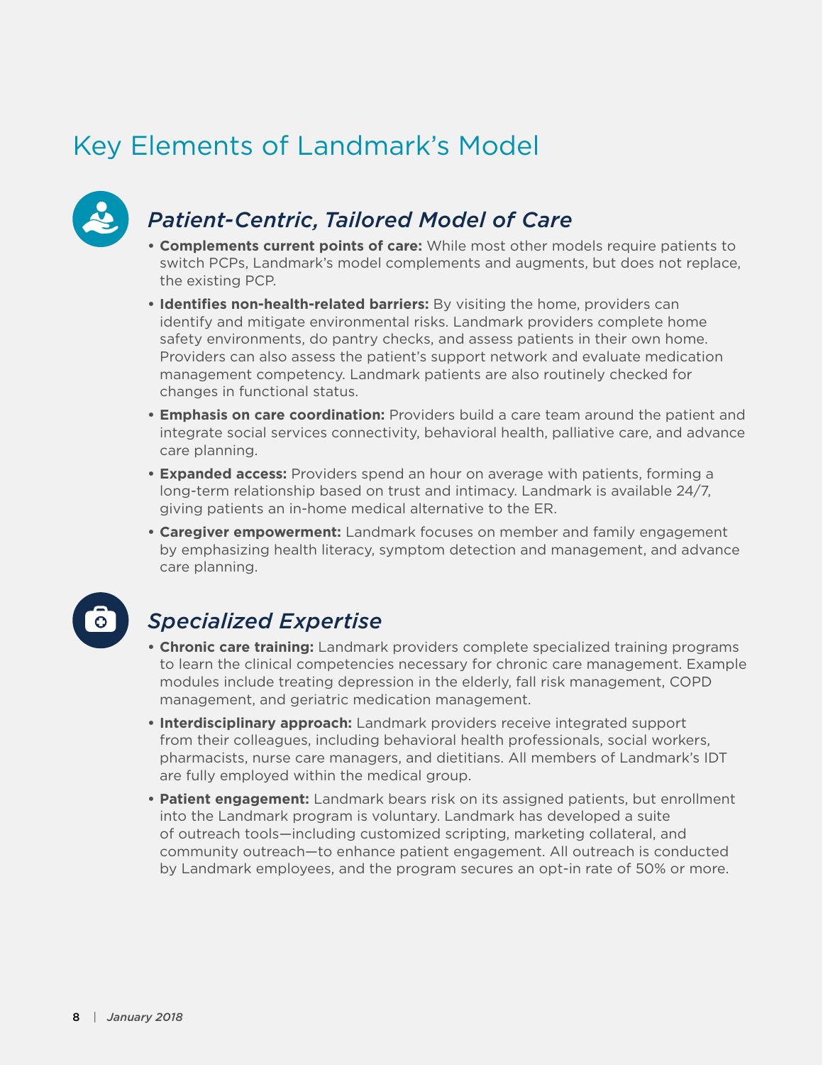# Key Elements of Landmark's Model

## *Patient-Centric, Tailored Model of Care*

- **Complements current points of care:** While most other models require patients to switch PCPs, Landmark's model complements and augments, but does not replace, the existing PCP.
- **Identifies non-health-related barriers:** By visiting the home, providers can identify and mitigate environmental risks. Landmark providers complete home safety environments, do pantry checks, and assess patients in their own home. Providers can also assess the patient's support network and evaluate medication management competency. Landmark patients are also routinely checked for changes in functional status.
- **Emphasis on care coordination:** Providers build a care team around the patient and integrate social services connectivity, behavioral health, palliative care, and advance care planning.
- **Expanded access:** Providers spend an hour on average with patients, forming a long-term relationship based on trust and intimacy. Landmark is available 24/7, giving patients an in-home medical alternative to the ER.
- **Caregiver empowerment:** Landmark focuses on member and family engagement by emphasizing health literacy, symptom detection and management, and advance care planning.

## *Specialized Expertise*

- **Chronic care training:** Landmark providers complete specialized training programs to learn the clinical competencies necessary for chronic care management. Example modules include treating depression in the elderly, fall risk management, COPD management, and geriatric medication management.
- **Interdisciplinary approach:** Landmark providers receive integrated support from their colleagues, including behavioral health professionals, social workers, pharmacists, nurse care managers, and dietitians. All members of Landmark's IDT are fully employed within the medical group.
- **Patient engagement:** Landmark bears risk on its assigned patients, but enrollment into the Landmark program is voluntary. Landmark has developed a suite of outreach tools—including customized scripting, marketing collateral, and community outreach—to enhance patient engagement. All outreach is conducted by Landmark employees, and the program secures an opt-in rate of 50% or more.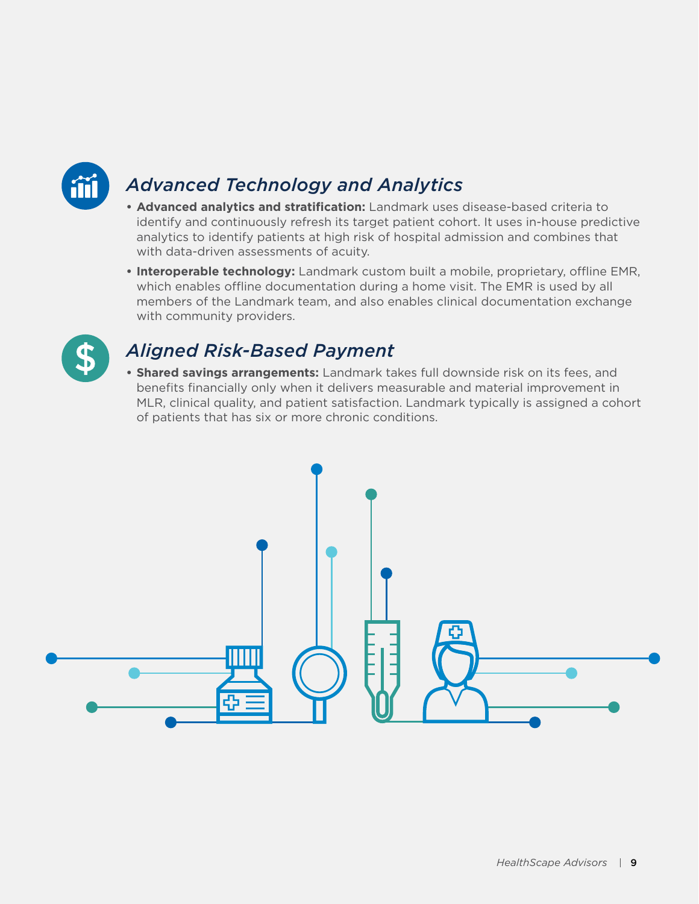## *Advanced Technology and Analytics*

- **Advanced analytics and stratification:** Landmark uses disease-based criteria to identify and continuously refresh its target patient cohort. It uses in-house predictive analytics to identify patients at high risk of hospital admission and combines that with data-driven assessments of acuity.
- **Interoperable technology:** Landmark custom built a mobile, proprietary, offline EMR, which enables offline documentation during a home visit. The EMR is used by all members of the Landmark team, and also enables clinical documentation exchange with community providers.

## *Aligned Risk-Based Payment*

- **Shared savings arrangements:** Landmark takes full downside risk on its fees, and benefits financially only when it delivers measurable and material improvement in MLR, clinical quality, and patient satisfaction. Landmark typically is assigned a cohort of patients that has six or more chronic conditions.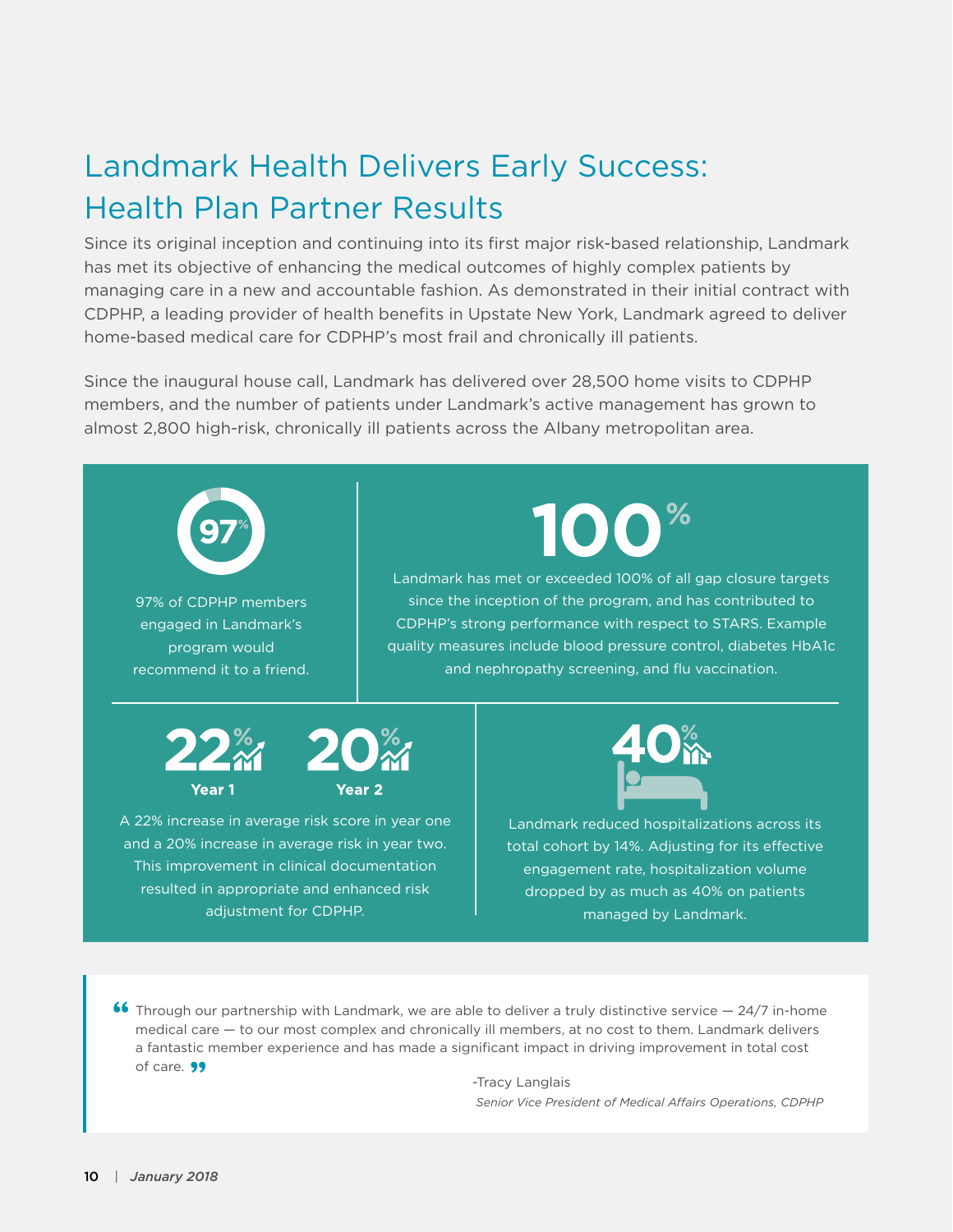# Landmark Health Delivers Early Success: Health Plan Partner Results

Since its original inception and continuing into its first major risk-based relationship, Landmark has met its objective of enhancing the medical outcomes of highly complex patients by managing care in a new and accountable fashion. As demonstrated in their initial contract with CDPHP, a leading provider of health benefits in Upstate New York, Landmark agreed to deliver home-based medical care for CDPHP's most frail and chronically ill patients.

Since the inaugural house call, Landmark has delivered over 28,500 home visits to CDPHP members, and the number of patients under Landmark's active management has grown to almost 2,800 high-risk, chronically ill patients across the Albany metropolitan area.

**97%**

97% of CDPHP members engaged in Landmark's program would recommend it to a friend.

**100%**

Landmark has met or exceeded 100% of all gap closure targets since the inception of the program, and has contributed to CDPHP's strong performance with respect to STARS. Example quality measures include blood pressure control, diabetes HbA1c and nephropathy screening, and flu vaccination.

**22%** Year 1 **20%** Year 2

A 22% increase in average risk score in year one and a 20% increase in average risk in year two. This improvement in clinical documentation resulted in appropriate and enhanced risk adjustment for CDPHP.

**40%**

Landmark reduced hospitalizations across its total cohort by 14%. Adjusting for its effective engagement rate, hospitalization volume dropped by as much as 40% on patients managed by Landmark.

> "Through our partnership with Landmark, we are able to deliver a truly distinctive service — 24/7 in-home medical care — to our most complex and chronically ill members, at no cost to them. Landmark delivers a fantastic member experience and has made a significant impact in driving improvement in total cost of care."
>
> -Tracy Langlais
> *Senior Vice President of Medical Affairs Operations, CDPHP*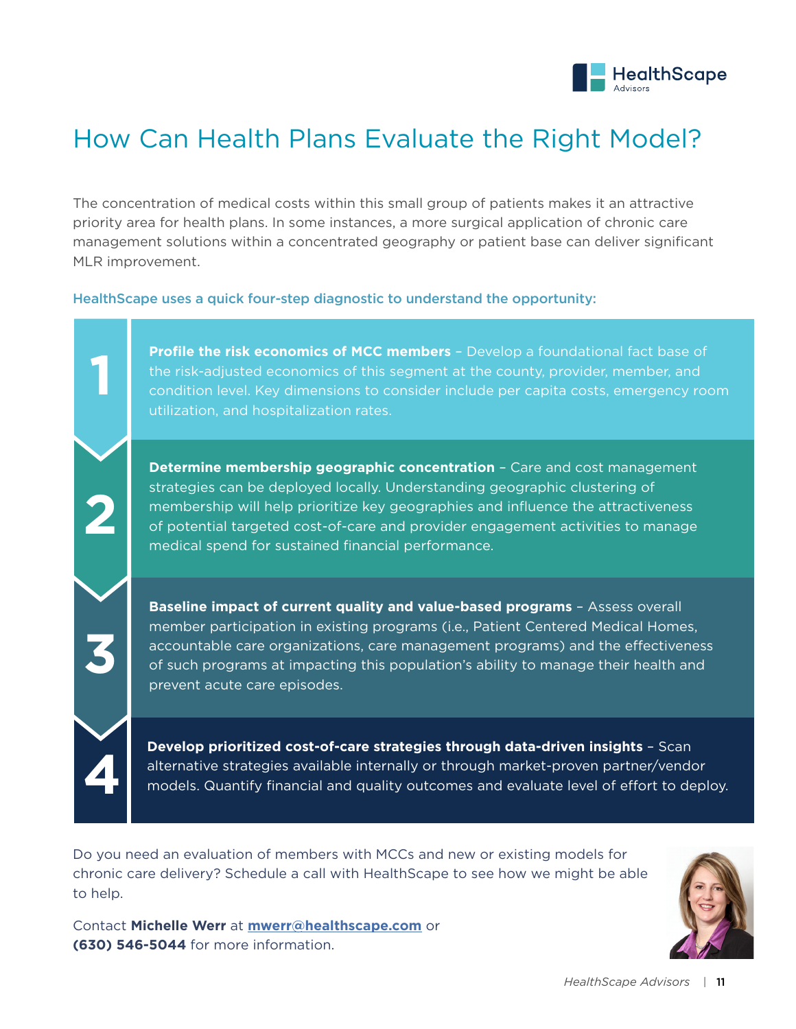# How Can Health Plans Evaluate the Right Model?

The concentration of medical costs within this small group of patients makes it an attractive priority area for health plans. In some instances, a more surgical application of chronic care management solutions within a concentrated geography or patient base can deliver significant MLR improvement.

**HealthScape uses a quick four-step diagnostic to understand the opportunity:**

1. **Profile the risk economics of MCC members** – Develop a foundational fact base of the risk-adjusted economics of this segment at the county, provider, member, and condition level. Key dimensions to consider include per capita costs, emergency room utilization, and hospitalization rates.

2. **Determine membership geographic concentration** – Care and cost management strategies can be deployed locally. Understanding geographic clustering of membership will help prioritize key geographies and influence the attractiveness of potential targeted cost-of-care and provider engagement activities to manage medical spend for sustained financial performance.

3. **Baseline impact of current quality and value-based programs** – Assess overall member participation in existing programs (i.e., Patient Centered Medical Homes, accountable care organizations, care management programs) and the effectiveness of such programs at impacting this population's ability to manage their health and prevent acute care episodes.

4. **Develop prioritized cost-of-care strategies through data-driven insights** – Scan alternative strategies available internally or through market-proven partner/vendor models. Quantify financial and quality outcomes and evaluate level of effort to deploy.

Do you need an evaluation of members with MCCs and new or existing models for chronic care delivery? Schedule a call with HealthScape to see how we might be able to help.

Contact **Michelle Werr** at **mwerr@healthscape.com** or **(630) 546-5044** for more information.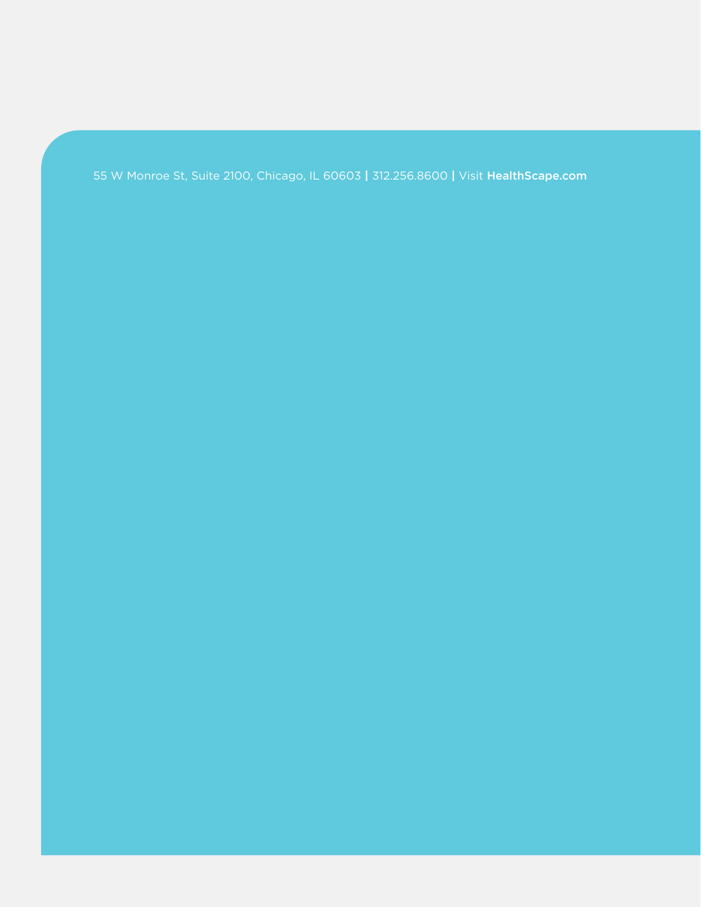55 W Monroe St, Suite 2100, Chicago, IL 60603 | 312.256.8600 | Visit **HealthScape.com**